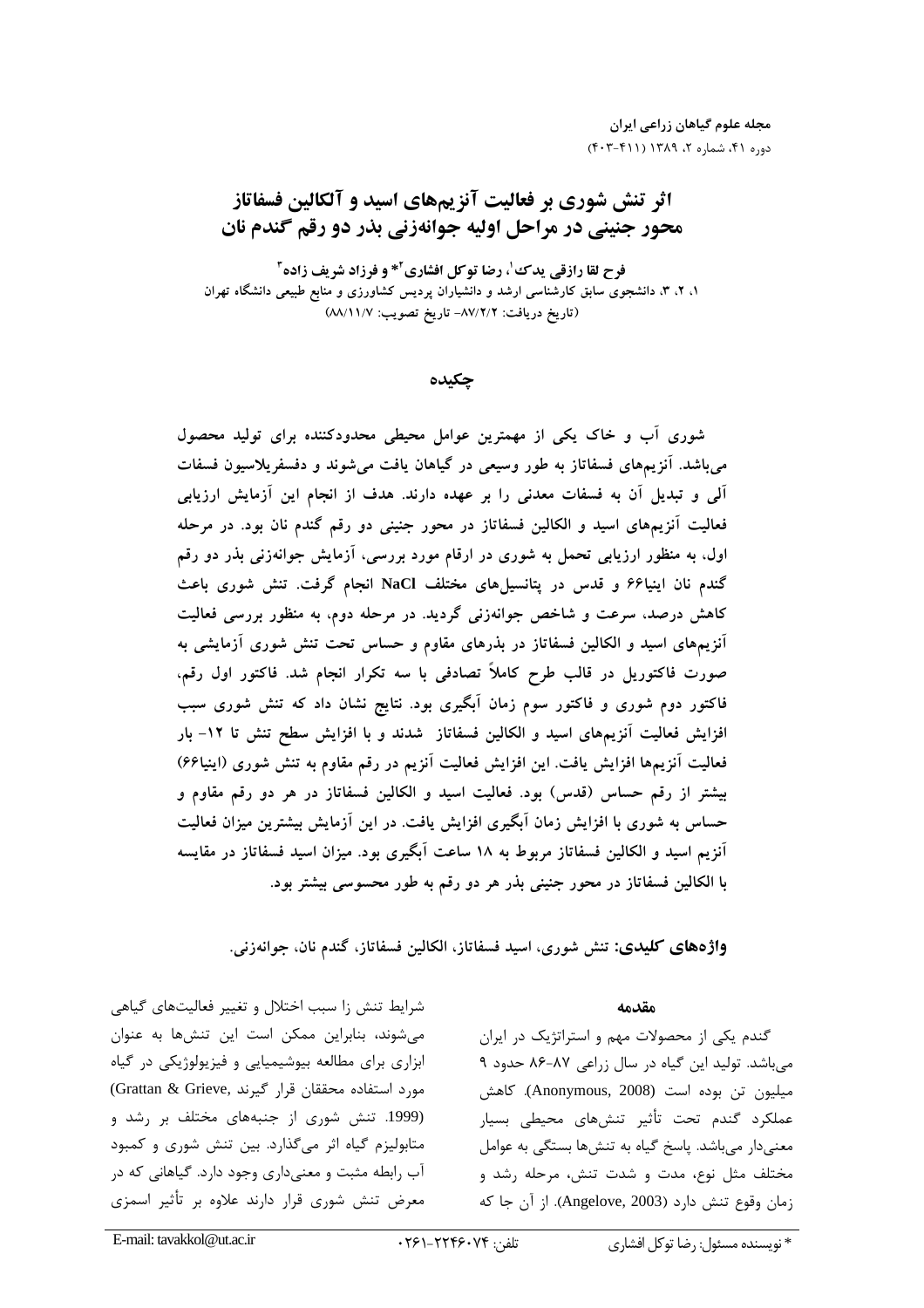# اثر تنش شوری بر فعالیت آنزیم‌های اسید و آلکالین فسفاتاز محور جنینی در مراحل اولیه جوانه‌زنی بذر دو رقم گندم نان

**فرح لقا رازقی یدک[1]، رضا توکل افشاری[2]* و فرزاد شریف زاده[3]**

۱، ۲، ۳، دانشجوی سابق کارشناسی ارشد و دانشیاران پردیس کشاورزی و منابع طبیعی دانشگاه تهران

(تاریخ دریافت: ۸۷/۲/۲- تاریخ تصویب: ۸۸/۱۱/۷)

## چکیده

شوری آب و خاک یکی از مهمترین عوامل محیطی محدودکننده برای تولید محصول می‌باشد. آنزیم‌های فسفاتاز به طور وسیعی در گیاهان یافت می‌شوند و دفسفریلاسیون فسفات آلی و تبدیل آن به فسفات معدنی را بر عهده دارند. هدف از انجام این آزمایش ارزیابی فعالیت آنزیم‌های اسید و الکالین فسفاتاز در محور جنینی دو رقم گندم نان بود. در مرحله اول، به منظور ارزیابی تحمل به شوری در ارقام مورد بررسی، آزمایش جوانه‌زنی بذر دو رقم گندم نان اینیا۶۶ و قدس در پتانسیل‌های مختلف NaCl انجام گرفت. تنش شوری باعث کاهش درصد، سرعت و شاخص جوانه‌زنی گردید. در مرحله دوم، به منظور بررسی فعالیت آنزیم‌های اسید و الکالین فسفاتاز در بذرهای مقاوم و حساس تحت تنش شوری آزمایشی به صورت فاکتوریل در قالب طرح کاملاً تصادفی با سه تکرار انجام شد. فاکتور اول رقم، فاکتور دوم شوری و فاکتور سوم زمان آبگیری بود. نتایج نشان داد که تنش شوری سبب افزایش فعالیت آنزیم‌های اسید و الکالین فسفاتاز شدند و با افزایش سطح تنش تا ۱۲- بار فعالیت آنزیم‌ها افزایش یافت. این افزایش فعالیت آنزیم در رقم مقاوم به تنش شوری (اینیا۶۶) بیشتر از رقم حساس (قدس) بود. فعالیت اسید و الکالین فسفاتاز در هر دو رقم مقاوم و حساس به شوری با افزایش زمان آبگیری افزایش یافت. در این آزمایش بیشترین میزان فعالیت آنزیم اسید و الکالین فسفاتاز مربوط به ۱۸ ساعت آبگیری بود. میزان اسید فسفاتاز در مقایسه با الکالین فسفاتاز در محور جنینی بذر هر دو رقم به طور محسوسی بیشتر بود.

**واژه‌های کلیدی:** تنش شوری، اسید فسفاتاز، الکالین فسفاتاز، گندم نان، جوانه‌زنی.

## مقدمه

گندم یکی از محصولات مهم و استراتژیک در ایران می‌باشد. تولید این گیاه در سال زراعی ۸۷-۸۶ حدود ۹ میلیون تن بوده است (Anonymous, 2008). کاهش عملکرد گندم تحت تأثیر تنش‌های محیطی بسیار معنی‌دار می‌باشد. پاسخ گیاه به تنش‌ها بستگی به عوامل مختلف مثل نوع، مدت و شدت تنش، مرحله رشد و زمان وقوع تنش دارد (Angelove, 2003). از آن جا که شرایط تنش زا سبب اختلال و تغییر فعالیت‌های گیاهی می‌شوند، بنابراین ممکن است این تنش‌ها به عنوان ابزاری برای مطالعه بیوشیمیایی و فیزیولوژیکی در گیاه مورد استفاده محققان قرار گیرند (Grattan & Grieve, 1999). تنش شوری از جنبه‌های مختلف بر رشد و متابولیزم گیاه اثر می‌گذارد. بین تنش شوری و کمبود آب رابطه مثبت و معنی‌داری وجود دارد. گیاهانی که در معرض تنش شوری قرار دارند علاوه بر تأثیر اسمزی

* نویسنده مسئول: رضا توکل افشاری تلفن: ۰۲۶۱-۲۲۴۶۰۷۴ E-mail: tavakkol@ut.ac.ir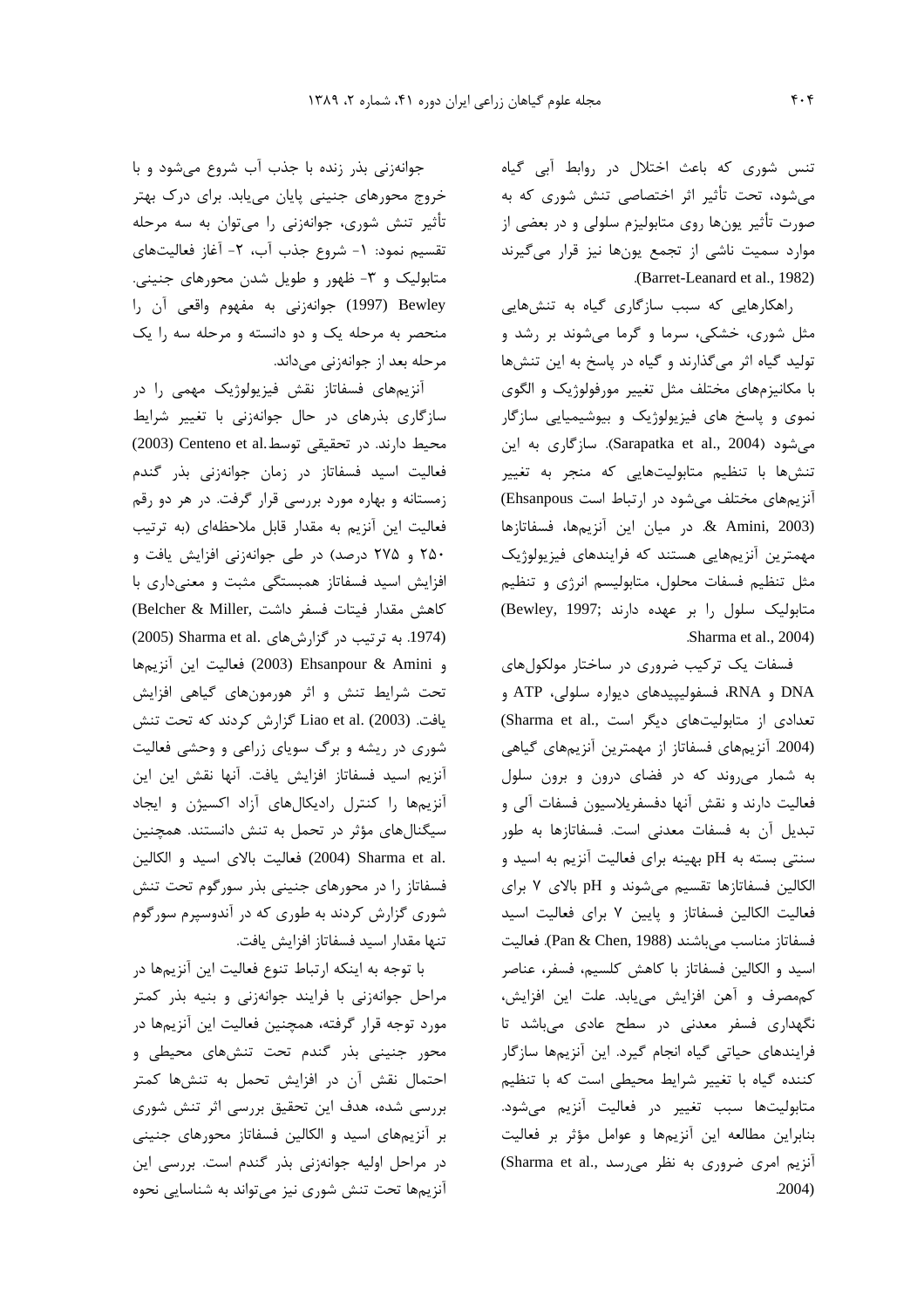تنش شوری که باعث اختلال در روابط آبی گیاه می‌شود، تحت تأثیر اثر اختصاصی تنش شوری که به صورت تأثیر یون‌ها روی متابولیزم سلولی و در بعضی از موارد سمیت ناشی از تجمع یون‌ها نیز قرار می‌گیرند (Barret-Leanard et al., 1982).

راهکارهایی که سبب سازگاری گیاه به تنش‌هایی مثل شوری، خشکی، سرما و گرما می‌شوند بر رشد و تولید گیاه اثر می‌گذارند و گیاه در پاسخ به این تنش‌ها با مکانیزم‌های مختلف مثل تغییر مورفولوژیک و الگوی نموی و پاسخ های فیزیولوژیک و بیوشیمیایی سازگار می‌شود (Sarapatka et al., 2004). سازگاری به این تنش‌ها با تنظیم متابولیت‌هایی که منجر به تغییر آنزیم‌های مختلف می‌شود در ارتباط است (Ehsanpous & Amini, 2003). در میان این آنزیم‌ها، فسفاتازها مهمترین آنزیم‌هایی هستند که فرایندهای فیزیولوژیک مثل تنظیم فسفات محلول، متابولیسم انرژی و تنظیم متابولیک سلول را بر عهده دارند (Bewley, 1997; Sharma et al., 2004).

فسفات یک ترکیب ضروری در ساختار مولکول‌های DNA و RNA، فسفولیپیدهای دیواره سلولی، ATP و تعدادی از متابولیت‌های دیگر است (Sharma et al., 2004). آنزیم‌های فسفاتاز از مهمترین آنزیم‌های گیاهی به شمار می‌روند که در فضای درون و برون سلول فعالیت دارند و نقش آنها دفسفریلاسیون فسفات آلی و تبدیل آن به فسفات معدنی است. فسفاتازها به طور سنتی بسته به pH بهینه برای فعالیت آنزیم به اسید و الکالین فسفاتازها تقسیم می‌شوند و pH بالای ۷ برای فعالیت الکالین فسفاتاز و پایین ۷ برای فعالیت اسید فسفاتاز مناسب می‌باشند (Pan & Chen, 1988). فعالیت اسید و الکالین فسفاتاز با کاهش کلسیم، فسفر، عناصر کم‌مصرف و آهن افزایش می‌یابد. علت این افزایش، نگهداری فسفر معدنی در سطح عادی می‌باشد تا فرایندهای حیاتی گیاه انجام گیرد. این آنزیم‌ها سازگار کننده گیاه با تغییر شرایط محیطی است که با تنظیم متابولیت‌ها سبب تغییر در فعالیت آنزیم می‌شود. بنابراین مطالعه این آنزیم‌ها و عوامل مؤثر بر فعالیت آنزیم امری ضروری به نظر می‌رسد (Sharma et al., 2004).

جوانه‌زنی بذر زنده با جذب آب شروع می‌شود و با خروج محورهای جنینی پایان می‌یابد. برای درک بهتر تأثیر تنش شوری، جوانه‌زنی را می‌توان به سه مرحله تقسیم نمود: ۱- شروع جذب آب، ۲- آغاز فعالیت‌های متابولیک و ۳- ظهور و طویل شدن محورهای جنینی. Bewley (1997) جوانه‌زنی به مفهوم واقعی آن را منحصر به مرحله یک و دو دانسته و مرحله سه را یک مرحله بعد از جوانه‌زنی می‌داند.

آنزیم‌های فسفاتاز نقش فیزیولوژیک مهمی را در سازگاری بذرهای در حال جوانه‌زنی با تغییر شرایط محیط دارند. در تحقیقی توسط Centeno et al. (2003) فعالیت اسید فسفاتاز در زمان جوانه‌زنی بذر گندم زمستانه و بهاره مورد بررسی قرار گرفت. در هر دو رقم فعالیت این آنزیم به مقدار قابل ملاحظه‌ای (به ترتیب ۲۵۰ و ۲۷۵ درصد) در طی جوانه‌زنی افزایش یافت و افزایش اسید فسفاتاز همبستگی مثبت و معنی‌داری با کاهش مقدار فیتات فسفر داشت (Belcher & Miller, 1974). به ترتیب در گزارش‌های Sharma et al. (2005) و Ehsanpour & Amini (2003) فعالیت این آنزیم‌ها تحت شرایط تنش و اثر هورمون‌های گیاهی افزایش یافت. Liao et al. (2003) گزارش کردند که تحت تنش شوری در ریشه و برگ سویای زراعی و وحشی فعالیت آنزیم اسید فسفاتاز افزایش یافت. آنها نقش این این آنزیم‌ها را کنترل رادیکال‌های آزاد اکسیژن و ایجاد سیگنال‌های مؤثر در تحمل به تنش دانستند. همچنین Sharma et al. (2004) فعالیت بالای اسید و الکالین فسفاتاز را در محورهای جنینی بذر سورگوم تحت تنش شوری گزارش کردند به طوری که در آندوسپرم سورگوم تنها مقدار اسید فسفاتاز افزایش یافت.

با توجه به اینکه ارتباط تنوع فعالیت این آنزیم‌ها در مراحل جوانه‌زنی با فرایند جوانه‌زنی و بنیه بذر کمتر مورد توجه قرار گرفته، همچنین فعالیت این آنزیم‌ها در محور جنینی بذر گندم تحت تنش‌های محیطی و احتمال نقش آن در افزایش تحمل به تنش‌ها کمتر بررسی شده، هدف این تحقیق بررسی اثر تنش شوری بر آنزیم‌های اسید و الکالین فسفاتاز محورهای جنینی در مراحل اولیه جوانه‌زنی بذر گندم است. بررسی این آنزیم‌ها تحت تنش شوری نیز می‌تواند به شناسایی نحوه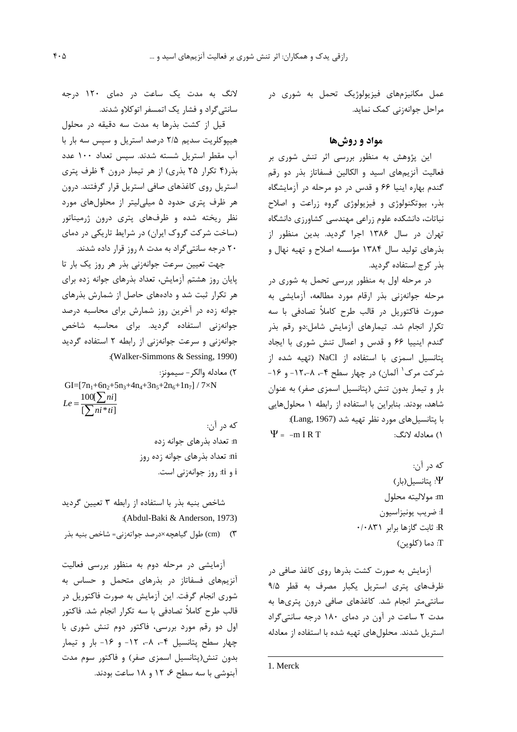عمل مکانیزم‌های فیزیولوژیک تحمل به شوری در مراحل جوانه‌زنی کمک نماید.

## مواد و روش‌ها

این پژوهش به منظور بررسی اثر تنش شوری بر فعالیت آنزیم‌های اسید و الکالین فسفاتاز بذر دو رقم گندم بهاره اینیا ۶۶ و قدس در دو مرحله در آزمایشگاه بذر، بیوتکنولوژی و فیزیولوژی گروه زراعت و اصلاح نباتات، دانشکده علوم زراعی مهندسی کشاورزی دانشگاه تهران در سال ۱۳۸۶ اجرا گردید. بدین منظور از بذرهای تولید سال ۱۳۸۴ مؤسسه اصلاح و تهیه نهال و بذر کرج استفاده گردید.

در مرحله اول به منظور بررسی تحمل به شوری در مرحله جوانه‌زنی بذر ارقام مورد مطالعه، آزمایشی به صورت فاکتوریل در قالب طرح کاملاً تصادفی با سه تکرار انجام شد. تیمارهای آزمایش شامل:دو رقم بذر گندم اینییا ۶۶ و قدس و اعمال تنش شوری با ایجاد پتانسیل اسمزی با استفاده از NaCl (تهیه شده از شرکت مرک[1] آلمان) در چهار سطح ۴-، ۸-،۱۲- و ۱۶- بار و تیمار بدون تنش (پتانسیل اسمزی صفر) به عنوان شاهد، بودند. بنابراین با استفاده از رابطه ۱ محلول‌هایی با پتانسیل‌های مورد نظر تهیه شد (Lang, 1967):

۱) معادله لانگ:

$$\Psi = -m\,I\,R\,T$$

که در آن:

$\Psi$: پتانسیل(بار)

m: مولالیته محلول

I: ضریب یونیزاسیون

R: ثابت گازها برابر ۰/۰۸۳۱

T: دما (کلوین)

آزمایش به صورت کشت بذرها روی کاغذ صافی در ظرف‌های پتری استریل یکبار مصرف به قطر ۹/۵ سانتی‌متر انجام شد. کاغذهای صافی درون پتری‌ها به مدت ۲ ساعت در آون در دمای ۱۸۰ درجه سانتی‌گراد استریل شدند. محلول‌های تهیه شده با استفاده از معادله لانگ به مدت یک ساعت در دمای ۱۲۰ درجه سانتی‌گراد و فشار یک اتمسفر اتوکلاو شدند.

قبل از کشت بذرها به مدت سه دقیقه در محلول هیپوکلریت سدیم ۲/۵ درصد استریل و سپس سه بار با آب مقطر استریل شسته شدند. سپس تعداد ۱۰۰ عدد بذر(۴ تکرار ۲۵ بذری) از هر تیمار درون ۴ ظرف پتری استریل روی کاغذهای صافی استریل قرار گرفتند. درون هر ظرف پتری حدود ۵ میلی‌لیتر از محلول‌های مورد نظر ریخته شده و ظرف‌های پتری درون ژرميناتور (ساخت شرکت گروک ایران) در شرایط تاریکی در دمای ۲۰ درجه سانتی‌گراد به مدت ۸ روز قرار داده شدند.

جهت تعیین سرعت جوانه‌زنی بذر هر روز یک بار تا پایان روز هشتم آزمایش، تعداد بذرهای جوانه زده برای هر تکرار ثبت شد و داده‌های حاصل از شمارش بذرهای جوانه زده در آخرین روز شمارش برای محاسبه درصد جوانه‌زنی استفاده گردید. برای محاسبه شاخص جوانه‌زنی و سرعت جوانه‌زنی از رابطه ۲ استفاده گردید (Walker-Simmons & Sessing, 1990):

۲) معادله والکر- سیمونز:

$$GI=[7n_1+6n_2+5n_3+4n_4+3n_5+2n_6+1n_7] / 7\times N$$

$$Le=\frac{100[\sum ni]}{[\sum ni*ti]}$$

که در آن:

n: تعداد بذرهای جوانه زده

ni: تعداد بذرهای جوانه زده روز

i و ti: روز جوانه‌زنی است.

شاخص بنیه بذر با استفاده از رابطه ۳ تعیین گردید (Abdul-Baki & Anderson, 1973):

۳) (cm) طول گیاهچه×درصد جوانه‌زنی= شاخص بنیه بذر

آزمایشی در مرحله دوم به منظور بررسی فعالیت آنزیم‌های فسفاتاز در بذرهای متحمل و حساس به شوری انجام گرفت. این آزمایش به صورت فاکتوریل در قالب طرح کاملاً تصادفی با سه تکرار انجام شد. فاکتور اول دو رقم مورد بررسی، فاکتور دوم تنش شوری با چهار سطح پتانسیل ۴-، ۸-، ۱۲- و ۱۶- بار و تیمار بدون تنش(پتانسیل اسمزی صفر) و فاکتور سوم مدت آبنوشی با سه سطح ۶، ۱۲ و ۱۸ ساعت بودند.

---

1. Merck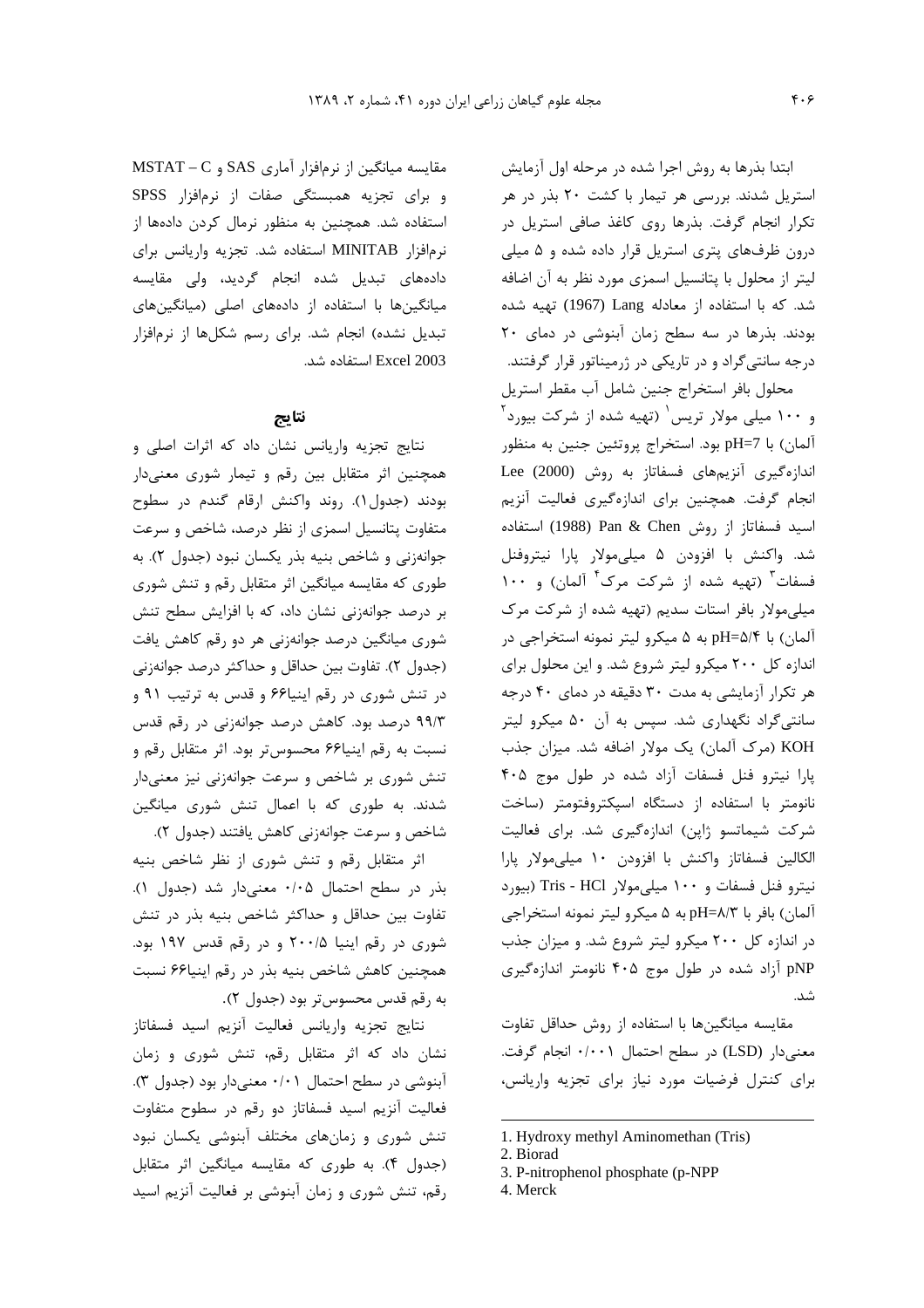ابتدا بذرها به روش اجرا شده در مرحله اول آزمایش استریل شدند. بررسی هر تیمار با کشت ۲۰ بذر در هر تکرار انجام گرفت. بذرها روی کاغذ صافی استریل در درون ظرف‌های پتری استریل قرار داده شده و ۵ میلی لیتر از محلول با پتانسیل اسمزی مورد نظر به آن اضافه شد. که با استفاده از معادله Lang (1967) تهیه شده بودند. بذرها در سه سطح زمان آبنوشی در دمای ۲۰ درجه سانتی‌گراد و در تاریکی در ژرمیناتور قرار گرفتند.

محلول بافر استخراج جنین شامل آب مقطر استریل و ۱۰۰ میلی مولار تریس[1] (تهیه شده از شرکت بیورد[2] آلمان) با pH=7 بود. استخراج پروتئین جنین به منظور اندازه‌گیری آنزیم‌های فسفاتاز به روش Lee (2000) انجام گرفت. همچنین برای اندازه‌گیری فعالیت آنزیم اسید فسفاتاز از روش Pan & Chen (1988) استفاده شد. واکنش با افزودن ۵ میلی‌مولار پارا نیتروفنل فسفات[3] (تهیه شده از شرکت مرک[4] آلمان) و ۱۰۰ میلی‌مولار بافر استات سدیم (تهیه شده از شرکت مرک آلمان) با pH=۵/۴ به ۵ میکرو لیتر نمونه استخراجی در اندازه کل ۲۰۰ میکرو لیتر شروع شد. و این محلول برای هر تکرار آزمایشی به مدت ۳۰ دقیقه در دمای ۴۰ درجه سانتی‌گراد نگهداری شد. سپس به آن ۵۰ میکرو لیتر KOH (مرک آلمان) یک مولار اضافه شد. میزان جذب پارا نیترو فنل فسفات آزاد شده در طول موج ۴۰۵ نانومتر با استفاده از دستگاه اسپکتروفتومتر (ساخت شرکت شیماتسو ژاپن) اندازه‌گیری شد. برای فعالیت الکالین فسفاتاز واکنش با افزودن ۱۰ میلی‌مولار پارا نیترو فنل فسفات و ۱۰۰ میلی‌مولار Tris - HCl (بیورد آلمان) بافر با pH=۸/۳ به ۵ میکرو لیتر نمونه استخراجی در اندازه کل ۲۰۰ میکرو لیتر شروع شد. و میزان جذب pNP آزاد شده در طول موج ۴۰۵ نانومتر اندازه‌گیری شد.

مقایسه میانگین‌ها با استفاده از روش حداقل تفاوت معنی‌دار (LSD) در سطح احتمال ۰/۰۰۱ انجام گرفت. برای کنترل فرضیات مورد نیاز برای تجزیه واریانس، مقایسه میانگین از نرم‌افزار آماری SAS و MSTAT – C و برای تجزیه همبستگی صفات از نرم‌افزار SPSS استفاده شد. همچنین به منظور نرمال کردن داده‌ها از نرم‌افزار MINITAB استفاده شد. تجزیه واریانس برای داده‌های تبدیل شده انجام گردید، ولی مقایسه میانگین‌ها با استفاده از داده‌های اصلی (میانگین‌های تبدیل نشده) انجام شد. برای رسم شکل‌ها از نرم‌افزار Excel 2003 استفاده شد.

## نتایج

نتایج تجزیه واریانس نشان داد که اثرات اصلی و همچنین اثر متقابل بین رقم و تیمار شوری معنی‌دار بودند (جدول۱). روند واکنش ارقام گندم در سطوح متفاوت پتانسیل اسمزی از نظر درصد، شاخص و سرعت جوانه‌زنی و شاخص بنیه بذر یکسان نبود (جدول ۲). به طوری که مقایسه میانگین اثر متقابل رقم و تنش شوری بر درصد جوانه‌زنی نشان داد، که با افزایش سطح تنش شوری میانگین درصد جوانه‌زنی هر دو رقم کاهش یافت (جدول ۲). تفاوت بین حداقل و حداکثر درصد جوانه‌زنی در تنش شوری در رقم اینیا۶۶ و قدس به ترتیب ۹۱ و ۹۹/۳ درصد بود. کاهش درصد جوانه‌زنی در رقم قدس نسبت به رقم اینیا۶۶ محسوس‌تر بود. اثر متقابل رقم و تنش شوری بر شاخص و سرعت جوانه‌زنی نیز معنی‌دار شدند. به طوری که با اعمال تنش شوری میانگین شاخص و سرعت جوانه‌زنی کاهش یافتند (جدول ۲).

اثر متقابل رقم و تنش شوری از نظر شاخص بنیه بذر در سطح احتمال ۰/۰۵ معنی‌دار شد (جدول ۱). تفاوت بین حداقل و حداکثر شاخص بنیه بذر در تنش شوری در رقم اینیا ۲۰۰/۵ و در رقم قدس ۱۹۷ بود. همچنین کاهش شاخص بنیه بذر در رقم اینیا۶۶ نسبت به رقم قدس محسوس‌تر بود (جدول ۲).

نتایج تجزیه واریانس فعالیت آنزیم اسید فسفاتاز نشان داد که اثر متقابل رقم، تنش شوری و زمان آبنوشی در سطح احتمال ۰/۰۱ معنی‌دار بود (جدول ۳). فعالیت آنزیم اسید فسفاتاز دو رقم در سطوح متفاوت تنش شوری و زمان‌های مختلف آبنوشی یکسان نبود (جدول ۴). به طوری که مقایسه میانگین اثر متقابل رقم، تنش شوری و زمان آبنوشی بر فعالیت آنزیم اسید

---

1. Hydroxy methyl Aminomethan (Tris)
2. Biorad
3. P-nitrophenol phosphate (p-NPP
4. Merck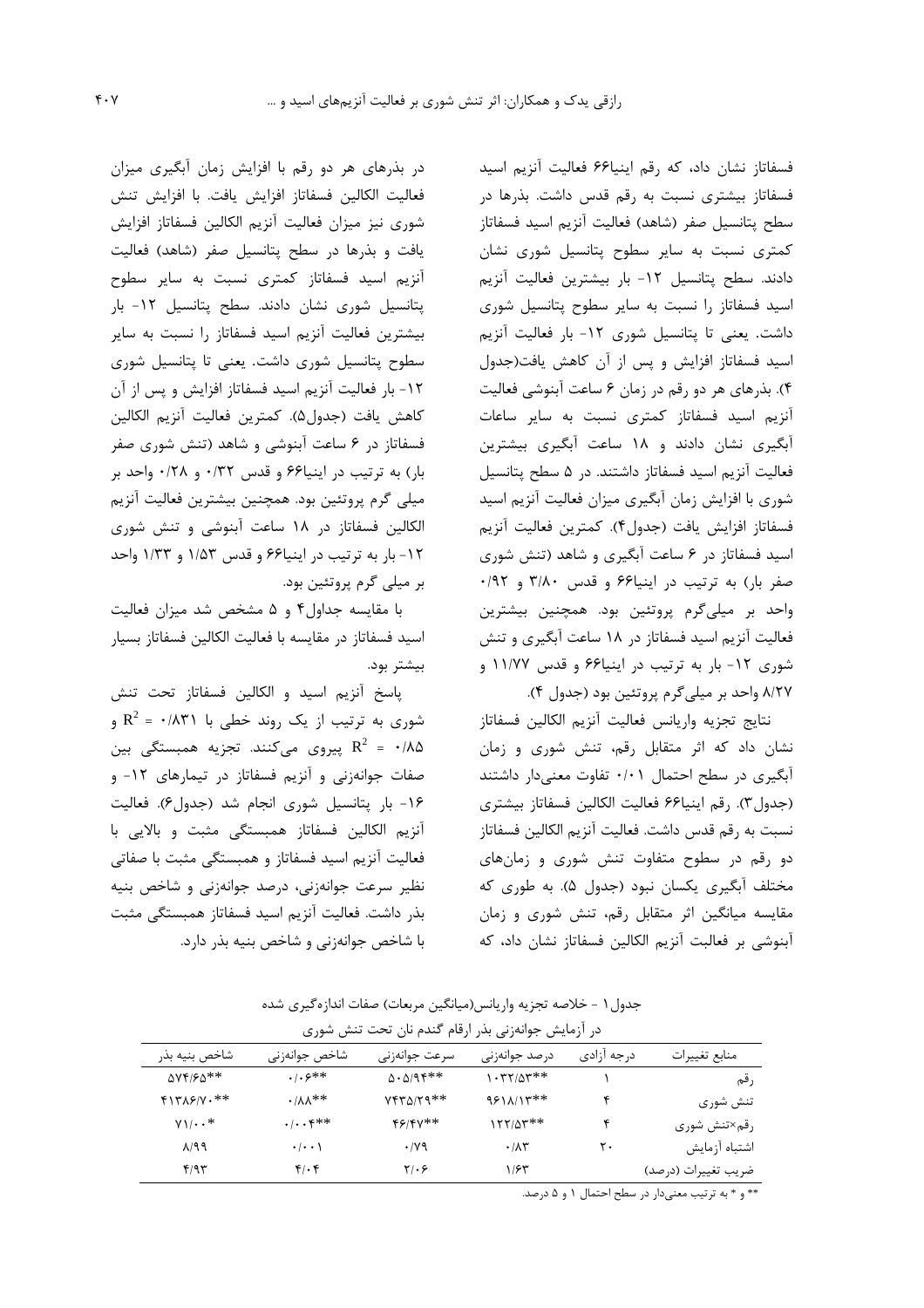فسفاتاز نشان داد، که رقم اینیا۶۶ فعالیت آنزیم اسید فسفاتاز بیشتری نسبت به رقم قدس داشت. بذرها در سطح پتانسیل صفر (شاهد) فعالیت آنزیم اسید فسفاتاز کمتری نسبت به سایر سطوح پتانسیل شوری نشان دادند. سطح پتانسیل ۱۲- بار بیشترین فعالیت آنزیم اسید فسفاتاز را نسبت به سایر سطوح پتانسیل شوری داشت. یعنی تا پتانسیل شوری ۱۲- بار فعالیت آنزیم اسید فسفاتاز افزایش و پس از آن کاهش یافت(جدول ۴). بذرهای هر دو رقم در زمان ۶ ساعت آبنوشی فعالیت آنزیم اسید فسفاتاز کمتری نسبت به سایر ساعات آبگیری نشان دادند و ۱۸ ساعت آبگیری بیشترین فعالیت آنزیم اسید فسفاتاز داشتند. در ۵ سطح پتانسیل شوری با افزایش زمان آبگیری میزان فعالیت آنزیم اسید فسفاتاز افزایش یافت (جدول۴). کمترین فعالیت آنزیم اسید فسفاتاز در ۶ ساعت آبگیری و شاهد (تنش شوری صفر بار) به ترتیب در اینیا۶۶ و قدس ۳/۸۰ و ۰/۹۲ واحد بر میلی‌گرم پروتئین بود. همچنین بیشترین فعالیت آنزیم اسید فسفاتاز در ۱۸ ساعت آبگیری و تنش شوری ۱۲- بار به ترتیب در اینیا۶۶ و قدس ۱۱/۷۷ و ۸/۲۷ واحد بر میلی‌گرم پروتئین بود (جدول ۴).

نتایج تجزیه واریانس فعالیت آنزیم الکالین فسفاتاز نشان داد که اثر متقابل رقم، تنش شوری و زمان آبگیری در سطح احتمال ۰/۰۱ تفاوت معنی‌دار داشتند (جدول۳). رقم اینیا۶۶ فعالیت الکالین فسفاتاز بیشتری نسبت به رقم قدس داشت. فعالیت آنزیم الکالین فسفاتاز دو رقم در سطوح متفاوت تنش شوری و زمان‌های مختلف آبگیری یکسان نبود (جدول ۵). به طوری که مقایسه میانگین اثر متقابل رقم، تنش شوری و زمان آبنوشی بر فعالبت آنزیم الکالین فسفاتاز نشان داد، که در بذرهای هر دو رقم با افزایش زمان آبگیری میزان فعالیت الکالین فسفاتاز افزایش یافت. با افزایش تنش شوری نیز میزان فعالیت آنزیم الکالین فسفاتاز افزایش یافت و بذرها در سطح پتانسیل صفر (شاهد) فعالیت آنزیم اسید فسفاتاز کمتری نسبت به سایر سطوح پتانسیل شوری نشان دادند. سطح پتانسیل ۱۲- بار بیشترین فعالیت آنزیم اسید فسفاتاز را نسبت به سایر سطوح پتانسیل شوری داشت. یعنی تا پتانسیل شوری ۱۲- بار فعالیت آنزیم اسید فسفاتاز افزایش و پس از آن کاهش یافت (جدول۵). کمترین فعالیت آنزیم الکالین فسفاتاز در ۶ ساعت آبنوشی و شاهد (تنش شوری صفر بار) به ترتیب در اینیا۶۶ و قدس ۰/۳۲ و ۰/۲۸ واحد بر میلی گرم پروتئین بود. همچنین بیشترین فعالیت آنزیم الکالین فسفاتاز در ۱۸ ساعت آبنوشی و تنش شوری ۱۲- بار به ترتیب در اینیا۶۶ و قدس ۱/۵۳ و ۱/۳۳ واحد بر میلی گرم پروتئین بود.

با مقایسه جداول۴ و ۵ مشخص شد میزان فعالیت اسید فسفاتاز در مقایسه با فعالیت الکالین فسفاتاز بسیار بیشتر بود.

پاسخ آنزیم اسید و الکالین فسفاتاز تحت تنش شوری به ترتیب از یک روند خطی با $R^2$ = ۰/۸۳۱ و $R^2$ = ۰/۸۵ پیروی می‌کنند. تجزیه همبستگی بین صفات جوانه‌زنی و آنزیم فسفاتاز در تیمارهای ۱۲- و ۱۶- بار پتانسیل شوری انجام شد (جدول۶). فعالیت آنزیم الکالین فسفاتاز همبستگی مثبت و بالایی با فعالیت آنزیم اسید فسفاتاز و همبستگی مثبت با صفاتی نظیر سرعت جوانه‌زنی، درصد جوانه‌زنی و شاخص بنیه بذر داشت. فعالیت آنزیم اسید فسفاتاز همبستگی مثبت با شاخص جوانه‌زنی و شاخص بنیه بذر دارد.

جدول۱ - خلاصه تجزیه واریانس(میانگین مربعات) صفات اندازه‌گیری شده در آزمایش جوانه‌زنی بذر ارقام گندم نان تحت تنش شوری

| منابع تغییرات | درجه آزادی | درصد جوانه‌زنی | سرعت جوانه‌زنی | شاخص جوانه‌زنی | شاخص بنیه بذر |
|---|---|---|---|---|---|
| رقم | ۱ | ۱۰۳۲/۵۳** | ۵۰۵/۹۴** | ۰/۰۶** | ۵۷۴/۶۵** |
| تنش شوری | ۴ | ۹۶۱۸/۱۳** | ۷۴۳۵/۲۹** | ۰/۸۸** | ۴۱۳۸۶/۷۰** |
| رقم×تنش شوری | ۴ | ۱۲۲/۵۳** | ۴۶/۴۷** | ۰/۰۰۴** | ۷۱/۰۰* |
| اشتباه آزمایش | ۲۰ | ۰/۸۳ | ۰/۷۹ | ۰/۰۰۱ | ۸/۹۹ |
| ضریب تغییرات (درصد) | | ۱/۶۳ | ۲/۰۶ | ۴/۰۴ | ۴/۹۳ |

** و * به ترتیب معنی‌دار در سطح احتمال ۱ و ۵ درصد.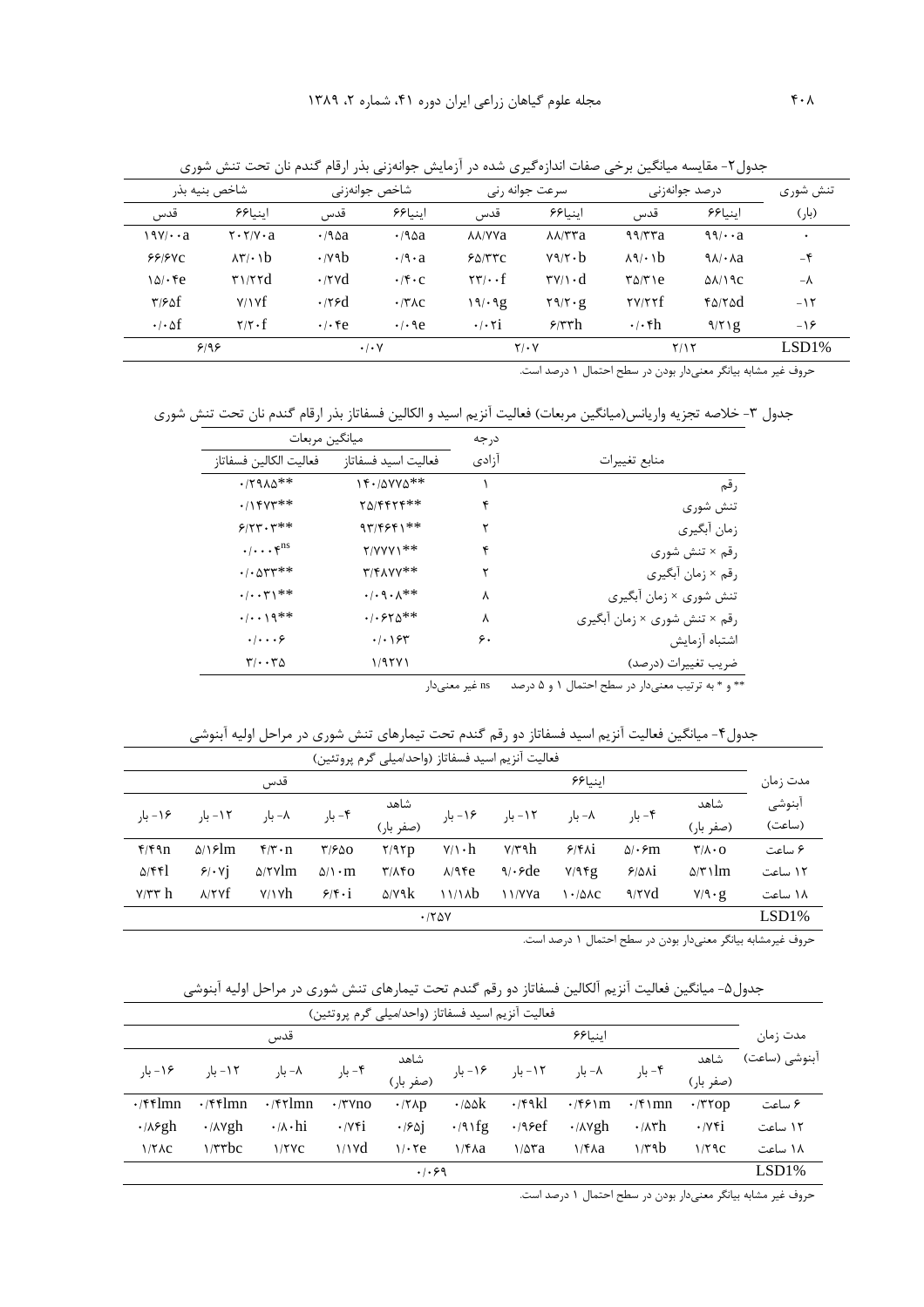جدول۲- مقایسه میانگین برخی صفات اندازه‌گیری شده در آزمایش جوانه‌زنی بذر ارقام گندم نان تحت تنش شوری

| تنش شوری | درصد جوانه‌زنی | | سرعت جوانه زنی | | شاخص جوانه‌زنی | | شاخص بنیه بذر | |
|---|---|---|---|---|---|---|---|---|
| (بار) | اینیا۶۶ | قدس | اینیا۶۶ | قدس | اینیا۶۶ | قدس | اینیا۶۶ | قدس |
| ۰ | ۹۹/۰۰a | ۹۹/۳۳a | ۸۸/۳۳a | ۸۸/۷۷a | ۰/۹۵a | ۰/۹۵a | ۲۰۲/۷۰a | ۱۹۷/۰۰a |
| -۴ | ۹۸/۰۸a | ۸۹/۰۱b | ۷۹/۲۰b | ۶۵/۳۳c | ۰/۹۰a | ۰/۷۹b | ۸۳/۰۱b | ۶۶/۶۷c |
| -۸ | ۵۸/۱۹c | ۳۵/۳۱e | ۳۷/۱۰d | ۲۳/۰۰f | ۰/۴۰c | ۰/۲۷d | ۳۱/۲۲d | ۱۵/۰۴e |
| -۱۲ | ۴۵/۲۵d | ۲۷/۲۲f | ۲۹/۲۰g | ۱۹/۰۹g | ۰/۳۸c | ۰/۲۶d | ۷/۱۷f | ۳/۶۵f |
| -۱۶ | ۹/۲۱g | ۰/۰۴h | ۶/۳۳h | ۰/۰۲i | ۰/۰۹e | ۰/۰۴e | ۲/۲۰f | ۰/۰۵f |
| LSD1% | ۲/۱۲ | | ۲/۰۷ | | ۰/۰۷ | | ۶/۹۶ | |

حروف غیر مشابه بیانگر معنی‌دار بودن در سطح احتمال ۱ درصد است.

جدول ۳- خلاصه تجزیه واریانس(میانگین مربعات) فعالیت آنزیم اسید و الکالین فسفاتاز بذر ارقام گندم نان تحت تنش شوری

| منابع تغییرات | درجه آزادی | میانگین مربعات | |
|---|---|---|---|
| | | فعالیت اسید فسفاتاز | فعالیت الکالین فسفاتاز |
| رقم | ۱ | ۱۴۰/۵۷۷۵** | ۰/۲۹۸۵** |
| تنش شوری | ۴ | ۲۵/۴۴۲۴** | ۰/۱۴۷۳** |
| زمان آبگیری | ۲ | ۹۳/۴۶۴۱** | ۶/۲۳۰۳** |
| رقم × تنش شوری | ۴ | ۲/۷۷۷۱** | ۰/۰۰۰۴$^{ns}$ |
| رقم × زمان آبگیری | ۲ | ۳/۴۸۷۷** | ۰/۰۵۳۳** |
| تنش شوری × زمان آبگیری | ۸ | ۰/۰۹۰۸** | ۰/۰۰۳۱** |
| رقم × تنش شوری × زمان آبگیری | ۸ | ۰/۰۶۲۵** | ۰/۰۰۱۹** |
| اشتباه آزمایش | ۶۰ | ۰/۰۱۶۳ | ۰/۰۰۰۶ |
| ضریب تغییرات (درصد) | | ۱/۹۲۷۱ | ۳/۰۰۳۵ |

** و * به ترتیب معنی‌دار در سطح احتمال ۱ و ۵ درصد &nbsp;&nbsp; ns غیر معنی‌دار

جدول۴- میانگین فعالیت آنزیم اسید فسفاتاز دو رقم گندم تحت تیمارهای تنش شوری در مراحل اولیه آبنوشی

| مدت زمان آبنوشی (ساعت) | فعالیت آنزیم اسید فسفاتاز (واحد/میلی گرم پروتئین) | | | | | | | | | |
|---|---|---|---|---|---|---|---|---|---|---|
| | اینیا۶۶ | | | | | قدس | | | | |
| | شاهد (صفر بار) | -۴ بار | -۸ بار | -۱۲ بار | -۱۶ بار | شاهد (صفر بار) | -۴ بار | -۸ بار | -۱۲ بار | -۱۶ بار |
| ۶ ساعت | ۳/۸۰o | ۵/۰۶m | ۶/۴۸i | ۷/۳۹h | ۷/۱۰h | ۲/۹۳p | ۳/۶۵o | ۴/۳۰n | ۵/۱۶lm | ۴/۴۹n |
| ۱۲ ساعت | ۵/۳۱lm | ۶/۵۵i | ۷/۹۴g | ۹/۰۶de | ۸/۹۴e | ۳/۸۴o | ۵/۱۰m | ۵/۲۷lm | ۶/۰۷j | ۵/۴۴l |
| ۱۸ ساعت | ۷/۹۰g | ۹/۲۷d | ۱۰/۵۸c | ۱۱/۷۷a | ۱۱/۱۸b | ۵/۷۹k | ۶/۴۰i | ۷/۱۷h | ۸/۲۷f | ۷/۳۳h |
| LSD1% | ۰/۲۵۷ | | | | | | | | | |

حروف غیرمشابه بیانگر معنی‌دار بودن در سطح احتمال ۱ درصد است.

جدول۵- میانگین فعالیت آنزیم آلکالین فسفاتاز دو رقم گندم تحت تیمارهای تنش شوری در مراحل اولیه آبنوشی

| مدت زمان آبنوشی (ساعت) | فعالیت آنزیم اسید فسفاتاز (واحد/میلی گرم پروتئین) | | | | | | | | | |
|---|---|---|---|---|---|---|---|---|---|---|
| | اینیا۶۶ | | | | | قدس | | | | |
| | شاهد (صفر بار) | -۴ بار | -۸ بار | -۱۲ بار | -۱۶ بار | شاهد (صفر بار) | -۴ بار | -۸ بار | -۱۲ بار | -۱۶ بار |
| ۶ ساعت | ۰/۳۲۵op | ۰/۴۱mn | ۰/۴۶۱m | ۰/۴۹kl | ۰/۵۵k | ۰/۲۸p | ۰/۳۷no | ۰/۴۲lmn | ۰/۴۴lmn | ۰/۴۴lmn |
| ۱۲ ساعت | ۰/۷۴i | ۰/۸۳h | ۰/۸۷gh | ۰/۹۶ef | ۰/۹۱fg | ۰/۶۵j | ۰/۷۴i | ۰/۸۰hi | ۰/۸۷gh | ۰/۸۶gh |
| ۱۸ ساعت | ۱/۲۹c | ۱/۳۹b | ۱/۴۸a | ۱/۵۳a | ۱/۴۸a | ۱/۰۲e | ۱/۱۷d | ۱/۲۷c | ۱/۳۳bc | ۱/۲۸c |
| LSD1% | ۰/۰۶۹ | | | | | | | | | |

حروف غیر مشابه بیانگر معنی‌دار بودن در سطح احتمال ۱ درصد است.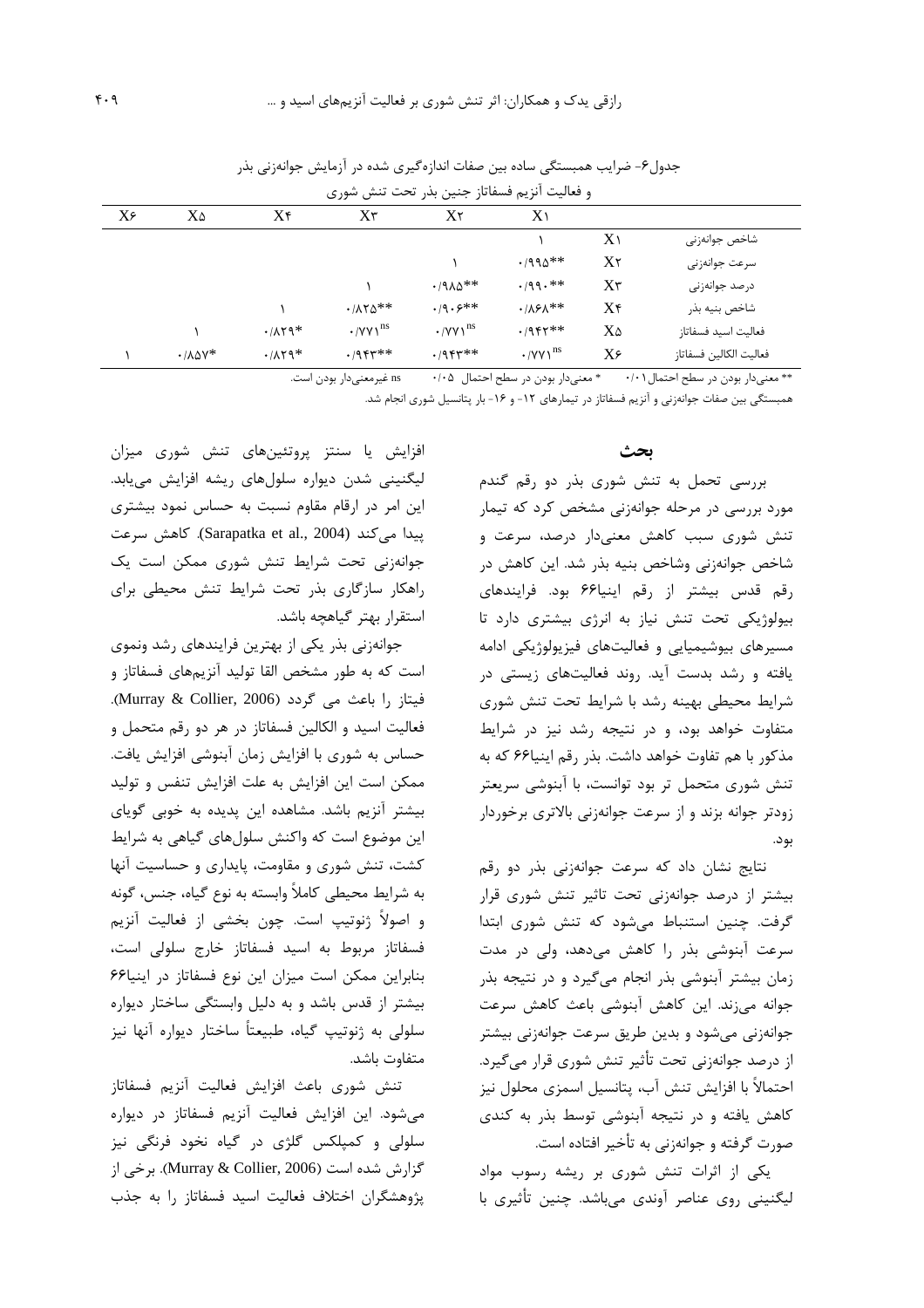جدول۶- ضرایب همبستگی ساده بین صفات اندازه‌گیری شده در آزمایش جوانه‌زنی بذر و فعالیت آنزیم فسفاتاز جنین بذر تحت تنش شوری

| | | X۱ | X۲ | X۳ | X۴ | X۵ | X۶ |
|---|---|---|---|---|---|---|---|
| شاخص جوانه‌زنی | X۱ | ۱ | | | | | |
| سرعت جوانه‌زنی | X۲ | ۰/۹۹۵** | ۱ | | | | |
| درصد جوانه‌زنی | X۳ | ۰/۹۹۰** | ۰/۹۸۵** | ۱ | | | |
| شاخص بنیه بذر | X۴ | ۰/۸۶۸** | ۰/۹۰۶** | ۰/۸۲۵** | ۱ | | |
| فعالیت اسید فسفاتاز | X۵ | ۰/۹۴۲** | ۰/۷۷۱$^{ns}$ | ۰/۷۷۱$^{ns}$ | ۰/۸۲۹* | ۱ | |
| فعالیت الکالین فسفاتاز | X۶ | ۰/۷۷۱$^{ns}$ | ۰/۹۴۳** | ۰/۹۴۳** | ۰/۸۲۹* | ۰/۸۵۷* | ۱ |

** معنی‌دار بودن در سطح احتمال ۰/۰۱ &nbsp;&nbsp; * معنی‌دار بودن در سطح احتمال ۰/۰۵ &nbsp;&nbsp; ns غیرمعنی‌دار بودن است.

همبستگی بین صفات جوانه‌زنی و آنزیم فسفاتاز در تیمارهای ۱۲- و ۱۶- بار پتانسیل شوری انجام شد.

## بحث

بررسی تحمل به تنش شوری بذر دو رقم گندم مورد بررسی در مرحله جوانه‌زنی مشخص کرد که تیمار تنش شوری سبب کاهش معنی‌دار درصد، سرعت و شاخص جوانه‌زنی وشاخص بنیه بذر شد. این کاهش در رقم قدس بیشتر از رقم اینیا۶۶ بود. فرایندهای بیولوژیکی تحت تنش نیاز به انرژی بیشتری دارد تا مسیرهای بیوشیمیایی و فعالیت‌های فیزیولوژیکی ادامه یافته و رشد بدست آید. روند فعالیت‌های زیستی در شرایط محیطی بهینه رشد با شرایط تحت تنش شوری متفاوت خواهد بود، و در نتیجه رشد نیز در شرایط مذکور با هم تفاوت خواهد داشت. بذر رقم اینیا۶۶ که به تنش شوری متحمل تر بود توانست، با آبنوشی سریعتر زودتر جوانه بزند و از سرعت جوانه‌زنی بالاتری برخوردار بود.

نتایج نشان داد که سرعت جوانه‌زنی بذر دو رقم بیشتر از درصد جوانه‌زنی تحت تاثیر تنش شوری قرار گرفت. چنین استنباط می‌شود که تنش شوری ابتدا سرعت آبنوشی بذر را کاهش می‌دهد، ولی در مدت زمان بیشتر آبنوشی بذر انجام می‌گیرد و در نتیجه بذر جوانه می‌زند. این کاهش آبنوشی باعث کاهش سرعت جوانه‌زنی می‌شود و بدین طریق سرعت جوانه‌زنی بیشتر از درصد جوانه‌زنی تحت تأثیر تنش شوری قرار می‌گیرد. احتمالاً با افزایش تنش آب، پتانسیل اسمزی محلول نیز کاهش یافته و در نتیجه آبنوشی توسط بذر به کندی صورت گرفته و جوانه‌زنی به تأخیر افتاده است.

یکی از اثرات تنش شوری بر ریشه رسوب مواد لیگنینی روی عناصر آوندی می‌باشد. چنین تأثیری با افزایش یا سنتز پروتئین‌های تنش شوری میزان لیگنینی شدن دیواره سلول‌های ریشه افزایش می‌یابد. این امر در ارقام مقاوم نسبت به حساس نمود بیشتری پیدا می‌کند (Sarapatka et al., 2004). کاهش سرعت جوانه‌زنی تحت شرایط تنش شوری ممکن است یک راهکار سازگاری بذر تحت شرایط تنش محیطی برای استقرار بهتر گیاهچه باشد.

جوانه‌زنی بذر یکی از بهترین فرایندهای رشد ونموی است که به طور مشخص القا تولید آنزیم‌های فسفاتاز و فیتاز را باعث می گردد (Murray & Collier, 2006). فعالیت اسید و الکالین فسفاتاز در هر دو رقم متحمل و حساس به شوری با افزایش زمان آبنوشی افزایش یافت. ممکن است این افزایش به علت افزایش تنفس و تولید بیشتر آنزیم باشد. مشاهده این پدیده به خوبی گویای این موضوع است که واکنش سلول‌های گیاهی به شرایط کشت، تنش شوری و مقاومت، پایداری و حساسیت آنها به شرایط محیطی کاملاً وابسته به نوع گیاه، جنس، گونه و اصولاً ژنوتیپ است. چون بخشی از فعالیت آنزیم فسفاتاز مربوط به اسید فسفاتاز خارج سلولی است، بنابراین ممکن است میزان این نوع فسفاتاز در اینیا۶۶ بیشتر از قدس باشد و به دلیل وابستگی ساختار دیواره سلولی به ژنوتیپ گیاه، طبیعتاً ساختار دیواره آنها نیز متفاوت باشد.

تنش شوری باعث افزایش فعالیت آنزیم فسفاتاز می‌شود. این افزایش فعالیت آنزیم فسفاتاز در دیواره سلولی و کمپلکس گلژی در گیاه نخود فرنگی نیز گزارش شده است (Murray & Collier, 2006). برخی از پژوهشگران اختلاف فعالیت اسید فسفاتاز را به جذب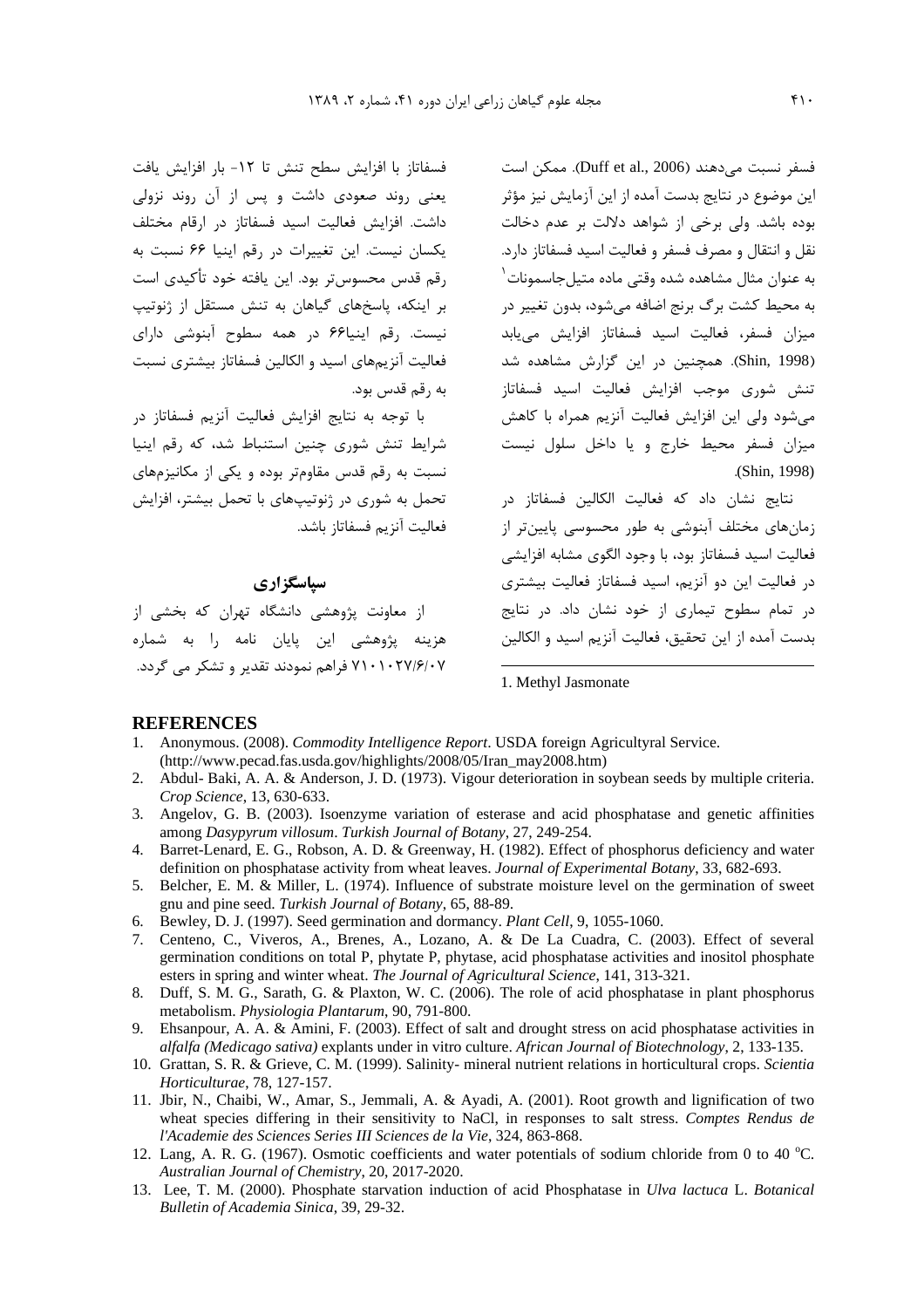فسفر نسبت می‌دهند (Duff et al., 2006). ممکن است این موضوع در نتایج بدست آمده از این آزمایش نیز مؤثر بوده باشد. ولی برخی از شواهد دلالت بر عدم دخالت نقل و انتقال و مصرف فسفر و فعالیت اسید فسفاتاز دارد. به عنوان مثال مشاهده شده وقتی ماده متیل‌جاسمونات[1] به محیط کشت برگ برنج اضافه می‌شود، بدون تغییر در میزان فسفر، فعالیت اسید فسفاتاز افزایش می‌یابد (Shin, 1998). همچنین در این گزارش مشاهده شد تنش شوری موجب افزایش فعالیت اسید فسفاتاز می‌شود ولی این افزایش فعالیت آنزیم همراه با کاهش میزان فسفر محیط خارج و یا داخل سلول نیست (Shin, 1998).

نتایج نشان داد که فعالیت الکالین فسفاتاز در زمان‌های مختلف آبنوشی به طور محسوسی پایین‌تر از فعالیت اسید فسفاتاز بود، با وجود الگوی مشابه افزایشی در فعالیت این دو آنزیم، اسید فسفاتاز فعالیت بیشتری در تمام سطوح تیماری از خود نشان داد. در نتایج بدست آمده از این تحقیق، فعالیت آنزیم اسید و الکالین فسفاتاز با افزایش سطح تنش تا ۱۲- بار افزایش یافت یعنی روند صعودی داشت و پس از آن روند نزولی داشت. افزایش فعالیت اسید فسفاتاز در ارقام مختلف یکسان نیست. این تغییرات در رقم اینیا ۶۶ نسبت به رقم قدس محسوس‌تر بود. این یافته خود تأکیدی است بر اینکه، پاسخ‌های گیاهان به تنش مستقل از ژنوتیپ نیست. رقم اینیا۶۶ در همه سطوح آبنوشی دارای فعالیت آنزیم‌های اسید و الکالین فسفاتاز بیشتری نسبت به رقم قدس بود.

با توجه به نتایج افزایش فعالیت آنزیم فسفاتاز در شرایط تنش شوری چنین استنباط شد، که رقم اینیا نسبت به رقم قدس مقاوم‌تر بوده و یکی از مکانیزم‌های تحمل به شوری در ژنوتیپ‌های با تحمل بیشتر، افزایش فعالیت آنزیم فسفاتاز باشد.

## سپاسگزاری

از معاونت پژوهشی دانشگاه تهران که بخشی از هزینه پژوهشی این پایان نامه را به شماره ۷۱۰۱۰۲۷/۶/۰۷ فراهم نمودند تقدیر و تشکر می گردد.

1. Methyl Jasmonate

## REFERENCES

1. Anonymous. (2008). *Commodity Intelligence Report*. USDA foreign Agricultyral Service. (http://www.pecad.fas.usda.gov/highlights/2008/05/Iran_may2008.htm)
2. Abdul- Baki, A. A. & Anderson, J. D. (1973). Vigour deterioration in soybean seeds by multiple criteria. *Crop Science*, 13, 630-633.
3. Angelov, G. B. (2003). Isoenzyme variation of esterase and acid phosphatase and genetic affinities among *Dasypyrum villosum*. *Turkish Journal of Botany*, 27, 249-254.
4. Barret-Lenard, E. G., Robson, A. D. & Greenway, H. (1982). Effect of phosphorus deficiency and water definition on phosphatase activity from wheat leaves. *Journal of Experimental Botany*, 33, 682-693.
5. Belcher, E. M. & Miller, L. (1974). Influence of substrate moisture level on the germination of sweet gnu and pine seed. *Turkish Journal of Botany*, 65, 88-89.
6. Bewley, D. J. (1997). Seed germination and dormancy. *Plant Cell*, 9, 1055-1060.
7. Centeno, C., Viveros, A., Brenes, A., Lozano, A. & De La Cuadra, C. (2003). Effect of several germination conditions on total P, phytate P, phytase, acid phosphatase activities and inositol phosphate esters in spring and winter wheat. *The Journal of Agricultural Science*, 141, 313-321.
8. Duff, S. M. G., Sarath, G. & Plaxton, W. C. (2006). The role of acid phosphatase in plant phosphorus metabolism. *Physiologia Plantarum*, 90, 791-800.
9. Ehsanpour, A. A. & Amini, F. (2003). Effect of salt and drought stress on acid phosphatase activities in *alfalfa (Medicago sativa)* explants under in vitro culture. *African Journal of Biotechnology*, 2, 133-135.
10. Grattan, S. R. & Grieve, C. M. (1999). Salinity- mineral nutrient relations in horticultural crops. *Scientia Horticulturae*, 78, 127-157.
11. Jbir, N., Chaibi, W., Amar, S., Jemmali, A. & Ayadi, A. (2001). Root growth and lignification of two wheat species differing in their sensitivity to NaCl, in responses to salt stress. *Comptes Rendus de l'Academie des Sciences Series III Sciences de la Vie*, 324, 863-868.
12. Lang, A. R. G. (1967). Osmotic coefficients and water potentials of sodium chloride from 0 to 40 $^{o}C$. *Australian Journal of Chemistry*, 20, 2017-2020.
13. Lee, T. M. (2000). Phosphate starvation induction of acid Phosphatase in *Ulva lactuca* L. *Botanical Bulletin of Academia Sinica*, 39, 29-32.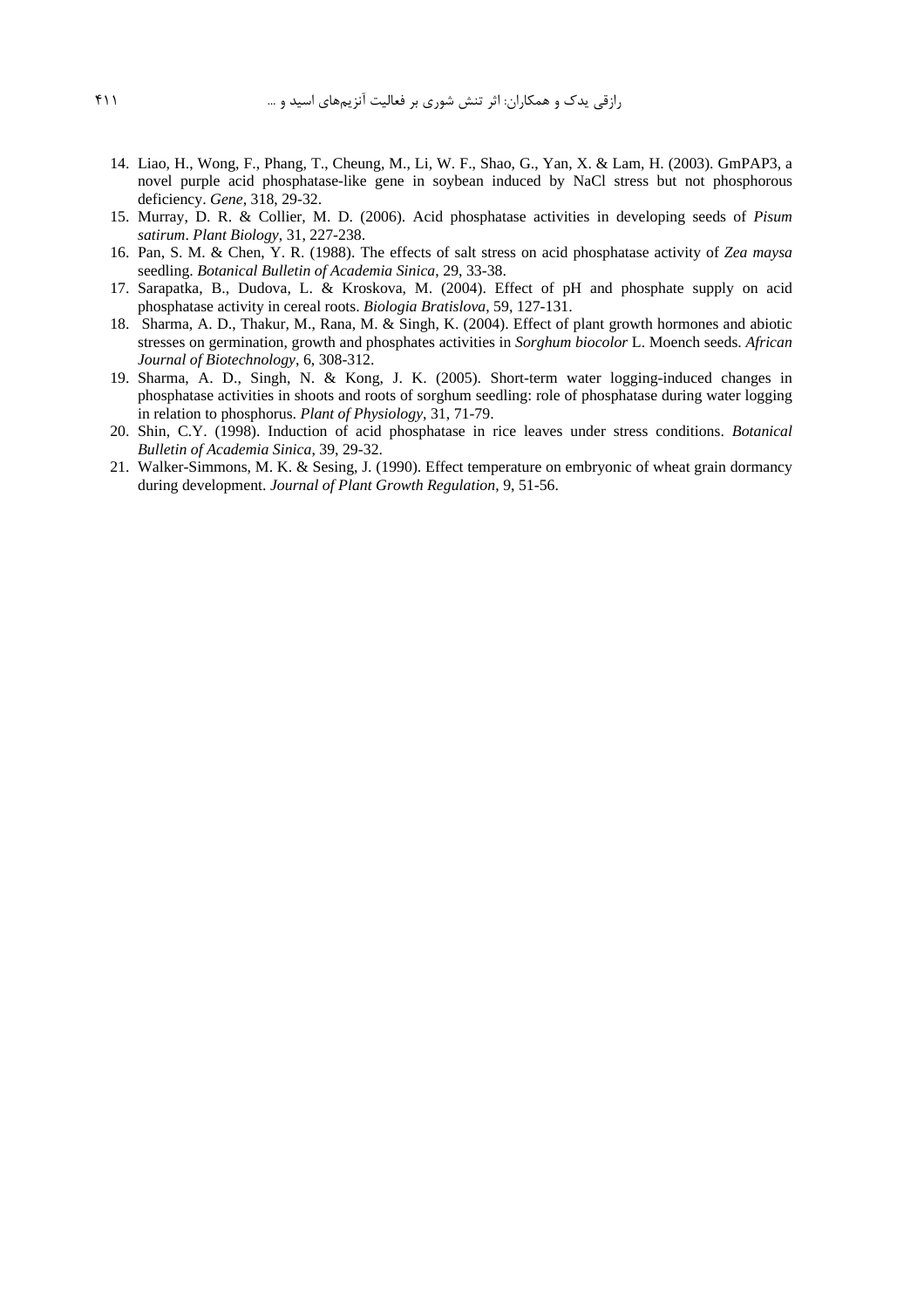14. Liao, H., Wong, F., Phang, T., Cheung, M., Li, W. F., Shao, G., Yan, X. & Lam, H. (2003). GmPAP3, a novel purple acid phosphatase-like gene in soybean induced by NaCl stress but not phosphorous deficiency. *Gene*, 318, 29-32.
15. Murray, D. R. & Collier, M. D. (2006). Acid phosphatase activities in developing seeds of *Pisum satirum*. *Plant Biology*, 31, 227-238.
16. Pan, S. M. & Chen, Y. R. (1988). The effects of salt stress on acid phosphatase activity of *Zea maysa* seedling. *Botanical Bulletin of Academia Sinica*, 29, 33-38.
17. Sarapatka, B., Dudova, L. & Kroskova, M. (2004). Effect of pH and phosphate supply on acid phosphatase activity in cereal roots. *Biologia Bratislova*, 59, 127-131.
18. Sharma, A. D., Thakur, M., Rana, M. & Singh, K. (2004). Effect of plant growth hormones and abiotic stresses on germination, growth and phosphates activities in *Sorghum biocolor* L. Moench seeds. *African Journal of Biotechnology*, 6, 308-312.
19. Sharma, A. D., Singh, N. & Kong, J. K. (2005). Short-term water logging-induced changes in phosphatase activities in shoots and roots of sorghum seedling: role of phosphatase during water logging in relation to phosphorus. *Plant of Physiology*, 31, 71-79.
20. Shin, C.Y. (1998). Induction of acid phosphatase in rice leaves under stress conditions. *Botanical Bulletin of Academia Sinica*, 39, 29-32.
21. Walker-Simmons, M. K. & Sesing, J. (1990). Effect temperature on embryonic of wheat grain dormancy during development. *Journal of Plant Growth Regulation*, 9, 51-56.